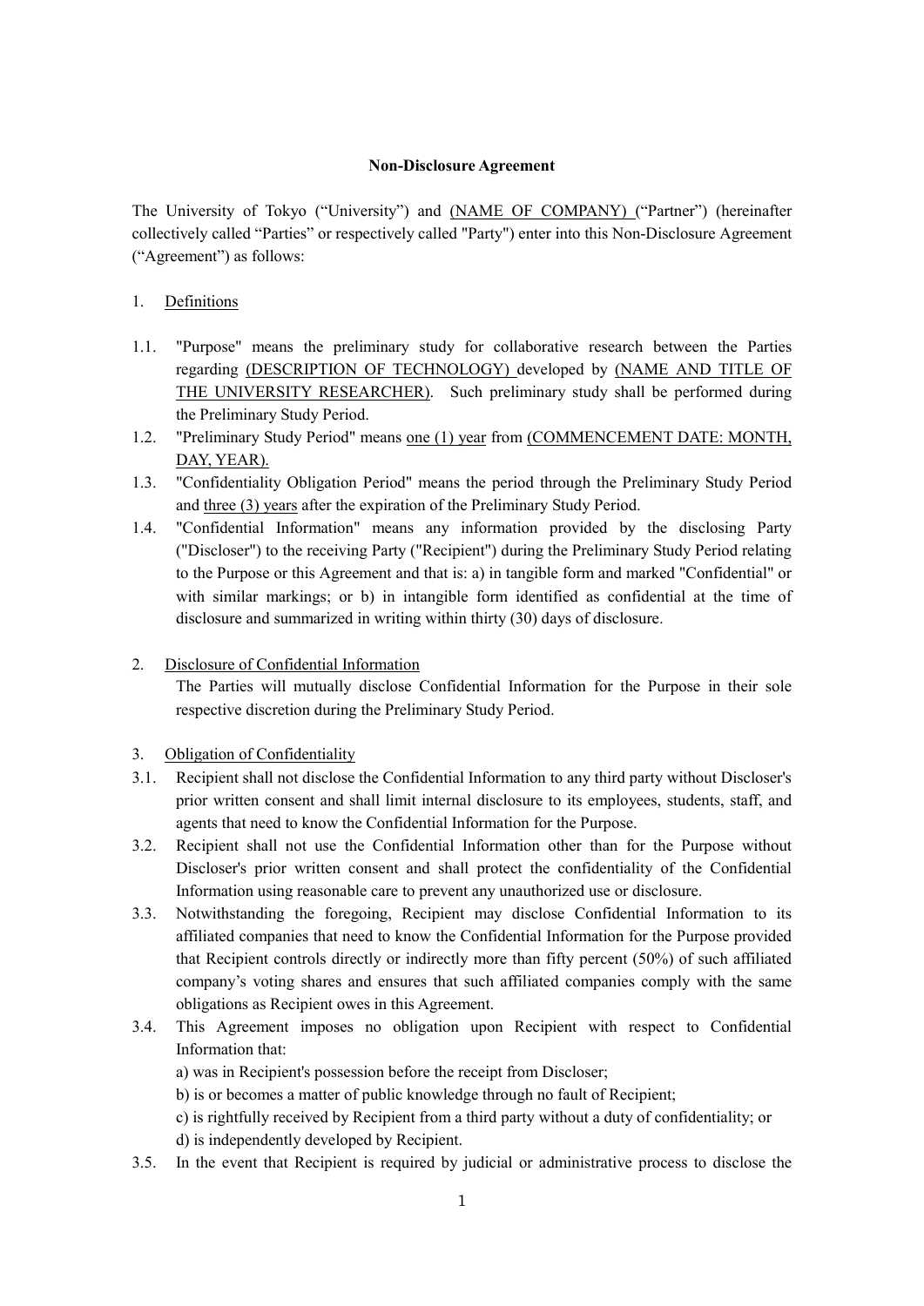**Non-Disclosure Agreement**

The University of Tokyo ("University") and <u>(NAME OF COMPANY)</u> ("Partner") (hereinafter collectively called "Parties" or respectively called "Party") enter into this Non-Disclosure Agreement ("Agreement") as follows:

1. <u>Definitions</u>

1.1. "Purpose" means the preliminary study for collaborative research between the Parties regarding <u>(DESCRIPTION OF TECHNOLOGY)</u> developed by <u>(NAME AND TITLE OF THE UNIVERSITY RESEARCHER)</u>. Such preliminary study shall be performed during the Preliminary Study Period.

1.2. "Preliminary Study Period" means <u>one (1) year</u> from <u>(COMMENCEMENT DATE: MONTH, DAY, YEAR).</u>

1.3. "Confidentiality Obligation Period" means the period through the Preliminary Study Period and <u>three (3) years</u> after the expiration of the Preliminary Study Period.

1.4. "Confidential Information" means any information provided by the disclosing Party ("Discloser") to the receiving Party ("Recipient") during the Preliminary Study Period relating to the Purpose or this Agreement and that is: a) in tangible form and marked "Confidential" or with similar markings; or b) in intangible form identified as confidential at the time of disclosure and summarized in writing within thirty (30) days of disclosure.

2. <u>Disclosure of Confidential Information</u>

The Parties will mutually disclose Confidential Information for the Purpose in their sole respective discretion during the Preliminary Study Period.

3. <u>Obligation of Confidentiality</u>

3.1. Recipient shall not disclose the Confidential Information to any third party without Discloser's prior written consent and shall limit internal disclosure to its employees, students, staff, and agents that need to know the Confidential Information for the Purpose.

3.2. Recipient shall not use the Confidential Information other than for the Purpose without Discloser's prior written consent and shall protect the confidentiality of the Confidential Information using reasonable care to prevent any unauthorized use or disclosure.

3.3. Notwithstanding the foregoing, Recipient may disclose Confidential Information to its affiliated companies that need to know the Confidential Information for the Purpose provided that Recipient controls directly or indirectly more than fifty percent (50%) of such affiliated company's voting shares and ensures that such affiliated companies comply with the same obligations as Recipient owes in this Agreement.

3.4. This Agreement imposes no obligation upon Recipient with respect to Confidential Information that:

a) was in Recipient's possession before the receipt from Discloser;

b) is or becomes a matter of public knowledge through no fault of Recipient;

c) is rightfully received by Recipient from a third party without a duty of confidentiality; or

d) is independently developed by Recipient.

3.5. In the event that Recipient is required by judicial or administrative process to disclose the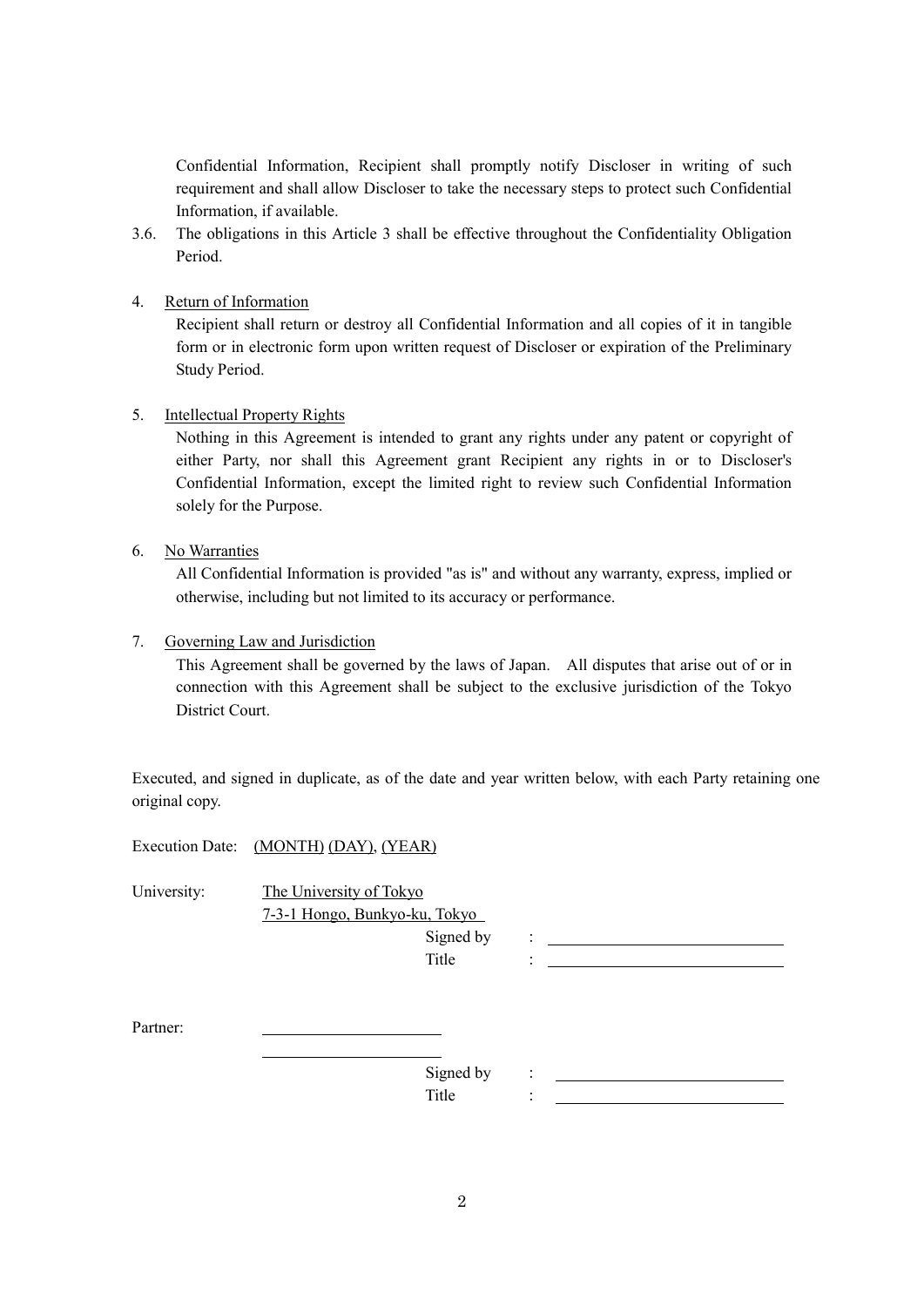Confidential Information, Recipient shall promptly notify Discloser in writing of such requirement and shall allow Discloser to take the necessary steps to protect such Confidential Information, if available.

3.6. The obligations in this Article 3 shall be effective throughout the Confidentiality Obligation Period.

4. Return of Information

Recipient shall return or destroy all Confidential Information and all copies of it in tangible form or in electronic form upon written request of Discloser or expiration of the Preliminary Study Period.

5. Intellectual Property Rights

Nothing in this Agreement is intended to grant any rights under any patent or copyright of either Party, nor shall this Agreement grant Recipient any rights in or to Discloser's Confidential Information, except the limited right to review such Confidential Information solely for the Purpose.

6. No Warranties

All Confidential Information is provided "as is" and without any warranty, express, implied or otherwise, including but not limited to its accuracy or performance.

7. Governing Law and Jurisdiction

This Agreement shall be governed by the laws of Japan. All disputes that arise out of or in connection with this Agreement shall be subject to the exclusive jurisdiction of the Tokyo District Court.

Executed, and signed in duplicate, as of the date and year written below, with each Party retaining one original copy.

Execution Date: (MONTH) (DAY), (YEAR)

University: The University of Tokyo
7-3-1 Hongo, Bunkyo-ku, Tokyo

Signed by : ______________________

Title : ______________________

Partner: ______________________

______________________

Signed by : ______________________

Title : ______________________